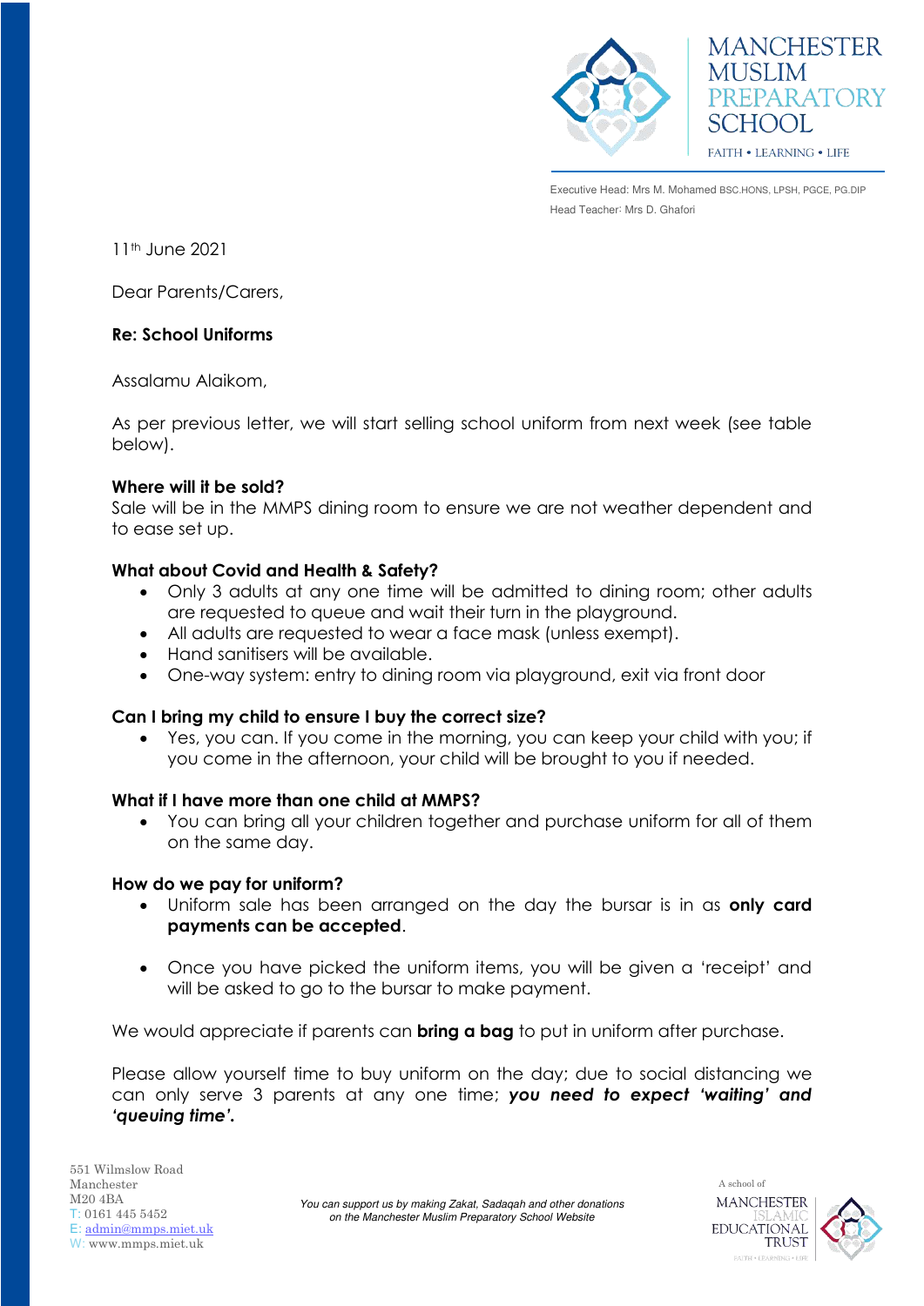MANCHESTER MUSLIM PREPARATORY SCHOOL

FAITH • LEARNING • LIFE

Executive Head: Mrs M. Mohamed BSC.HONS, LPSH, PGCE, PG.DIP
Head Teacher: Mrs D. Ghafori

11th June 2021

Dear Parents/Carers,

**Re: School Uniforms**

Assalamu Alaikom,

As per previous letter, we will start selling school uniform from next week (see table below).

**Where will it be sold?**
Sale will be in the MMPS dining room to ensure we are not weather dependent and to ease set up.

**What about Covid and Health & Safety?**

- Only 3 adults at any one time will be admitted to dining room; other adults are requested to queue and wait their turn in the playground.
- All adults are requested to wear a face mask (unless exempt).
- Hand sanitisers will be available.
- One-way system: entry to dining room via playground, exit via front door

**Can I bring my child to ensure I buy the correct size?**

- Yes, you can. If you come in the morning, you can keep your child with you; if you come in the afternoon, your child will be brought to you if needed.

**What if I have more than one child at MMPS?**

- You can bring all your children together and purchase uniform for all of them on the same day.

**How do we pay for uniform?**

- Uniform sale has been arranged on the day the bursar is in as **only card payments can be accepted**.

- Once you have picked the uniform items, you will be given a 'receipt' and will be asked to go to the bursar to make payment.

We would appreciate if parents can **bring a bag** to put in uniform after purchase.

Please allow yourself time to buy uniform on the day; due to social distancing we can only serve 3 parents at any one time; ***you need to expect 'waiting' and 'queuing time'.***

551 Wilmslow Road
Manchester
M20 4BA
T: 0161 445 5452
E: admin@mmps.miet.uk
W: www.mmps.miet.uk

*You can support us by making Zakat, Sadaqah and other donations on the Manchester Muslim Preparatory School Website*

A school of MANCHESTER ISLAMIC EDUCATIONAL TRUST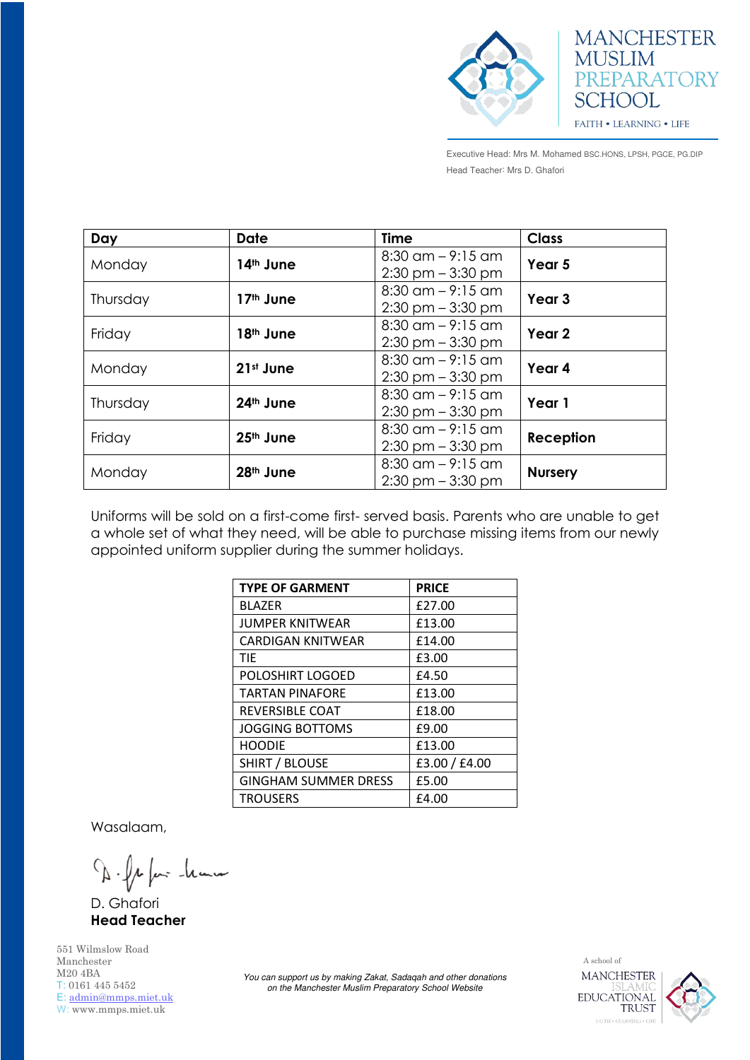# MANCHESTER MUSLIM PREPARATORY SCHOOL

FAITH • LEARNING • LIFE

Executive Head: Mrs M. Mohamed BSC.HONS, LPSH, PGCE, PG.DIP
Head Teacher: Mrs D. Ghafori

| Day | Date | Time | Class |
|---|---|---|---|
| Monday | **14th June** | 8:30 am – 9:15 am<br>2:30 pm – 3:30 pm | **Year 5** |
| Thursday | **17th June** | 8:30 am – 9:15 am<br>2:30 pm – 3:30 pm | **Year 3** |
| Friday | **18th June** | 8:30 am – 9:15 am<br>2:30 pm – 3:30 pm | **Year 2** |
| Monday | **21st June** | 8:30 am – 9:15 am<br>2:30 pm – 3:30 pm | **Year 4** |
| Thursday | **24th June** | 8:30 am – 9:15 am<br>2:30 pm – 3:30 pm | **Year 1** |
| Friday | **25th June** | 8:30 am – 9:15 am<br>2:30 pm – 3:30 pm | **Reception** |
| Monday | **28th June** | 8:30 am – 9:15 am<br>2:30 pm – 3:30 pm | **Nursery** |

Uniforms will be sold on a first-come first- served basis. Parents who are unable to get a whole set of what they need, will be able to purchase missing items from our newly appointed uniform supplier during the summer holidays.

| TYPE OF GARMENT | PRICE |
|---|---|
| BLAZER | £27.00 |
| JUMPER KNITWEAR | £13.00 |
| CARDIGAN KNITWEAR | £14.00 |
| TIE | £3.00 |
| POLOSHIRT LOGOED | £4.50 |
| TARTAN PINAFORE | £13.00 |
| REVERSIBLE COAT | £18.00 |
| JOGGING BOTTOMS | £9.00 |
| HOODIE | £13.00 |
| SHIRT / BLOUSE | £3.00 / £4.00 |
| GINGHAM SUMMER DRESS | £5.00 |
| TROUSERS | £4.00 |

Wasalaam,

D. Ghafori
**Head Teacher**

551 Wilmslow Road
Manchester
M20 4BA
T: 0161 445 5452
E: admin@mmps.miet.uk
W: www.mmps.miet.uk

*You can support us by making Zakat, Sadaqah and other donations on the Manchester Muslim Preparatory School Website*

A school of MANCHESTER ISLAMIC EDUCATIONAL TRUST